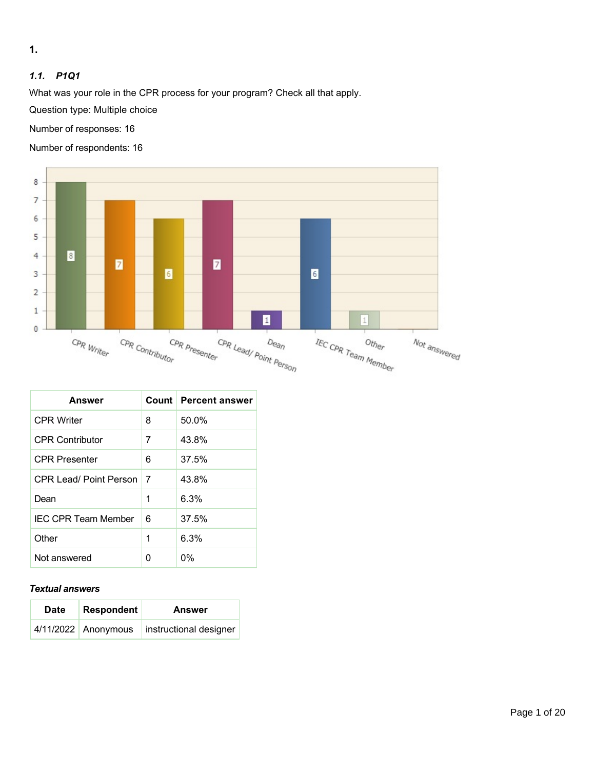# 1.

### *1.1. P1Q1*

What was your role in the CPR process for your program? Check all that apply.

Question type: Multiple choice

Number of responses: 16

Number of respondents: 16

| Answer | Count | Percent answer |
|---|---|---|
| CPR Writer | 8 | 50.0% |
| CPR Contributor | 7 | 43.8% |
| CPR Presenter | 6 | 37.5% |
| CPR Lead/ Point Person | 7 | 43.8% |
| Dean | 1 | 6.3% |
| IEC CPR Team Member | 6 | 37.5% |
| Other | 1 | 6.3% |
| Not answered | 0 | 0% |

***Textual answers***

| Date | Respondent | Answer |
|---|---|---|
| 4/11/2022 | Anonymous | instructional designer |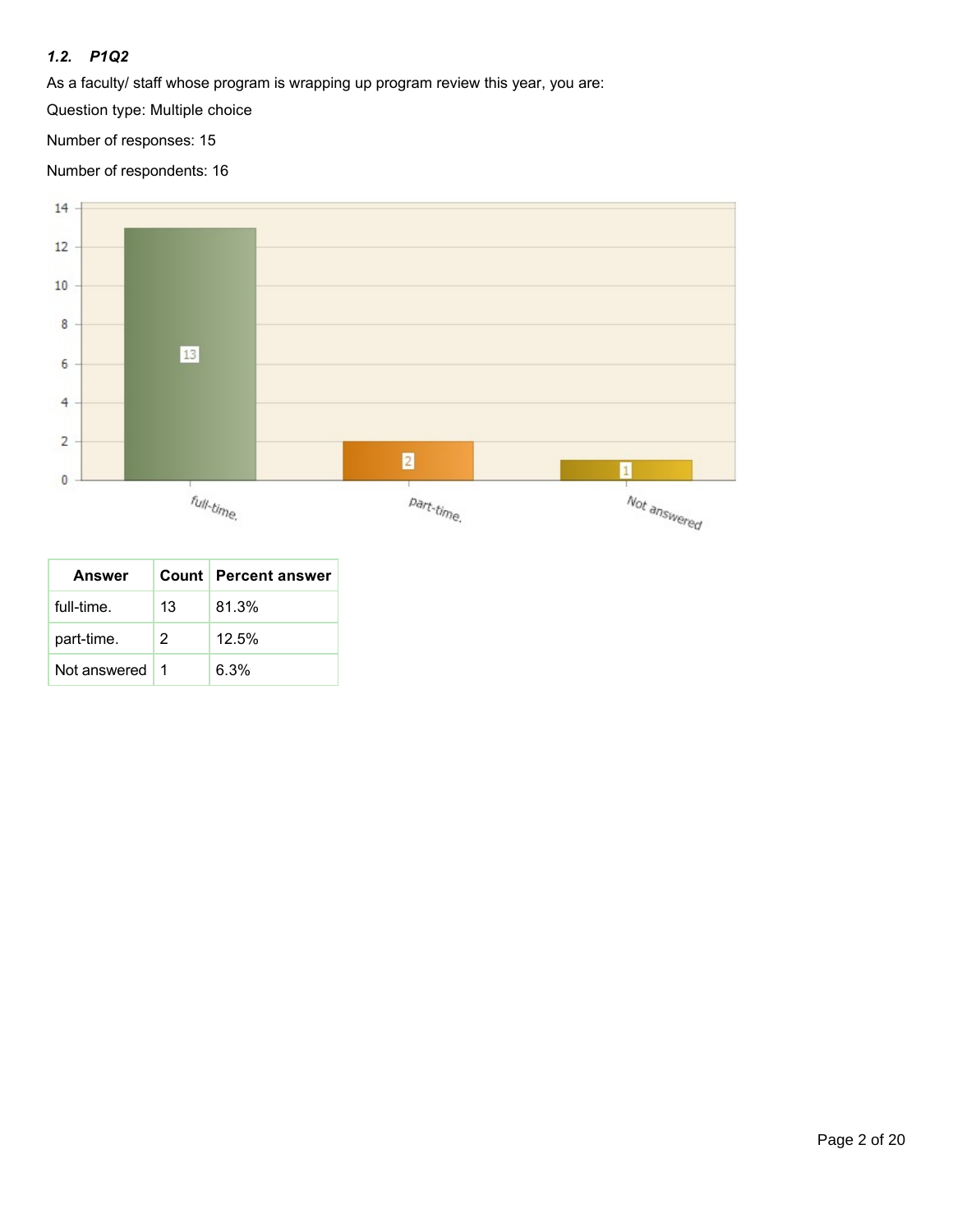### *1.2. P1Q2*

As a faculty/ staff whose program is wrapping up program review this year, you are:

Question type: Multiple choice

Number of responses: 15

Number of respondents: 16

| Answer | Count | Percent answer |
|---|---|---|
| full-time. | 13 | 81.3% |
| part-time. | 2 | 12.5% |
| Not answered | 1 | 6.3% |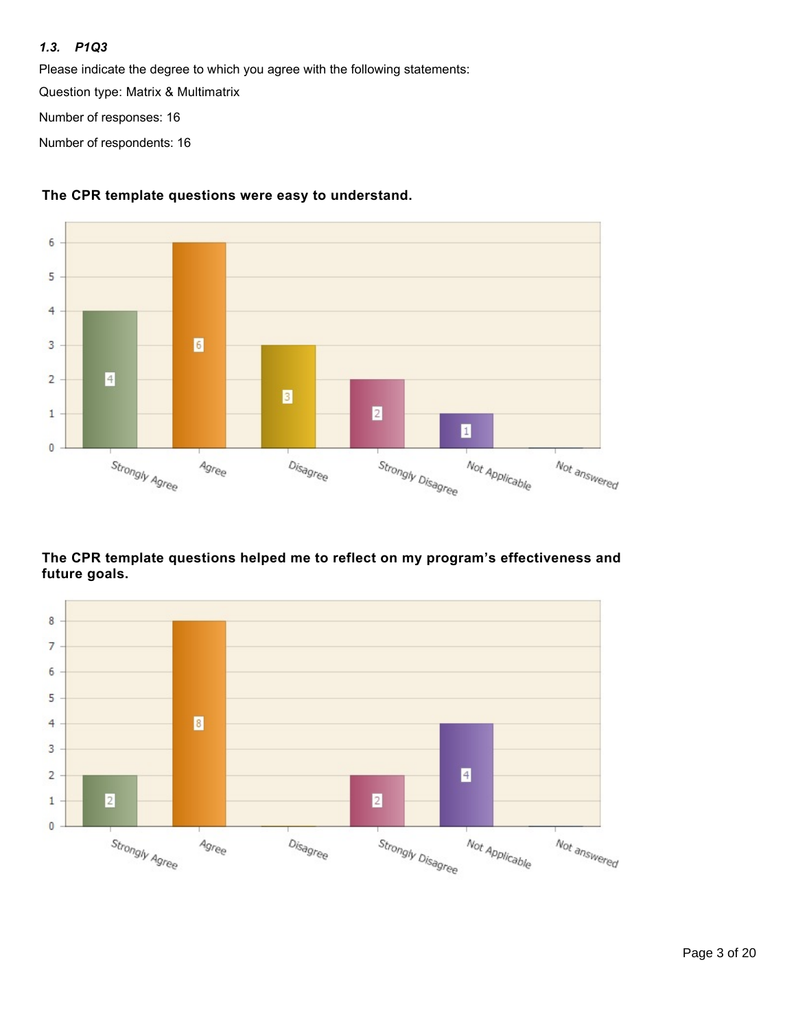### *1.3. P1Q3*

Please indicate the degree to which you agree with the following statements:

Question type: Matrix & Multimatrix

Number of responses: 16

Number of respondents: 16

**The CPR template questions were easy to understand.**

| Strongly Agree | Agree | Disagree | Strongly Disagree | Not Applicable | Not answered |
|---|---|---|---|---|---|
| 4 | 6 | 3 | 2 | 1 | 0 |

**The CPR template questions helped me to reflect on my program's effectiveness and future goals.**

| Strongly Agree | Agree | Disagree | Strongly Disagree | Not Applicable | Not answered |
|---|---|---|---|---|---|
| 2 | 8 | 0 | 2 | 4 | 0 |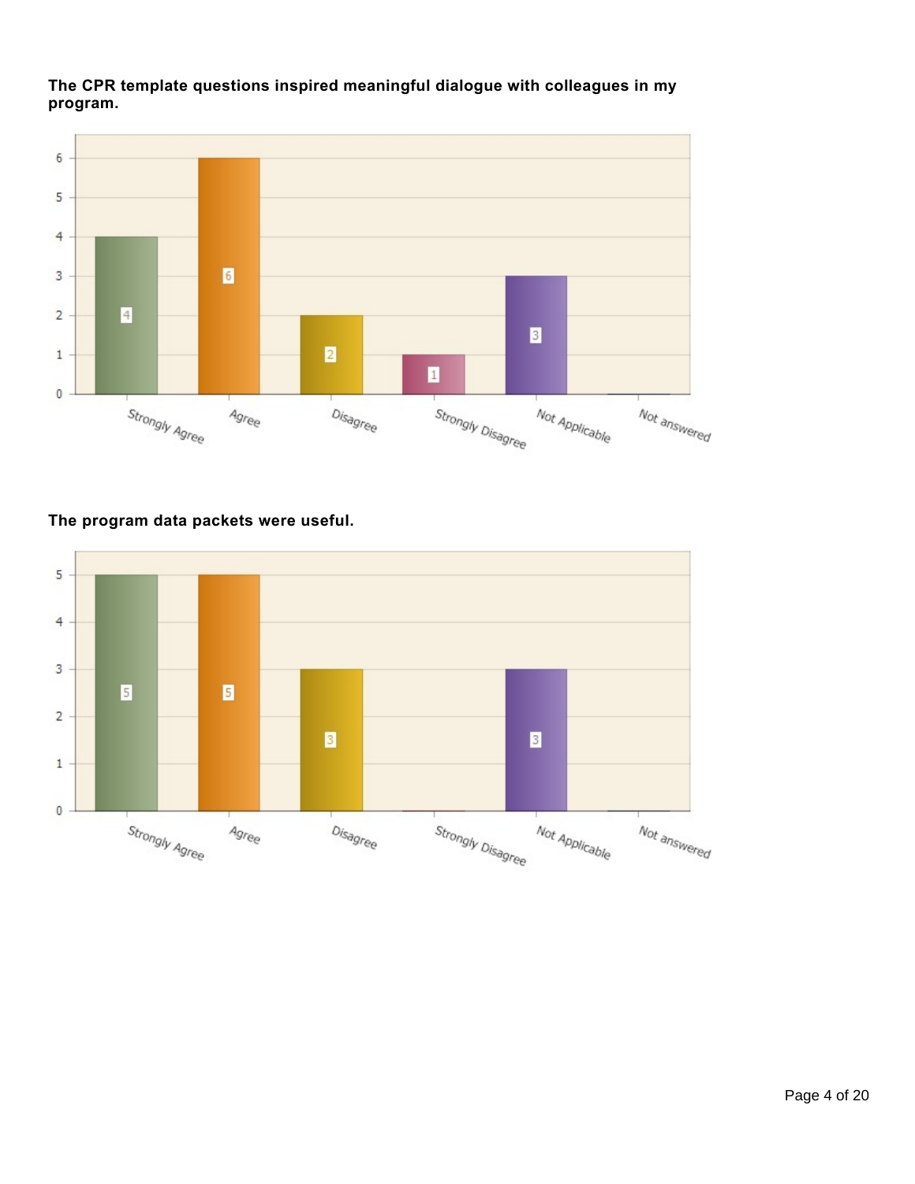**The CPR template questions inspired meaningful dialogue with colleagues in my program.**

| Response | Count |
| --- | --- |
| Strongly Agree | 4 |
| Agree | 6 |
| Disagree | 2 |
| Strongly Disagree | 1 |
| Not Applicable | 3 |
| Not answered | 0 |

**The program data packets were useful.**

| Response | Count |
| --- | --- |
| Strongly Agree | 5 |
| Agree | 5 |
| Disagree | 3 |
| Strongly Disagree | 0 |
| Not Applicable | 3 |
| Not answered | 0 |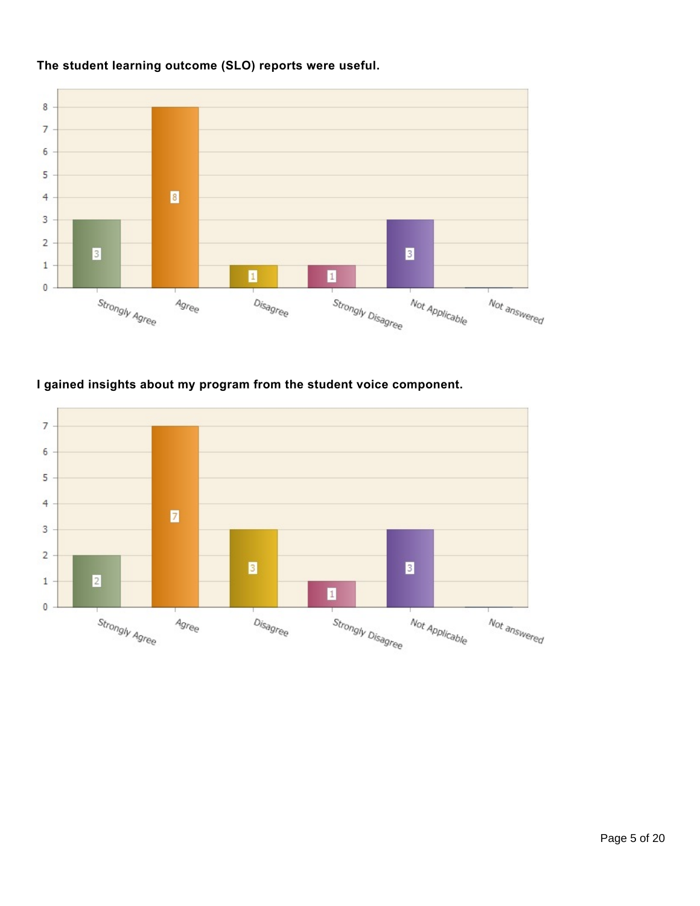**The student learning outcome (SLO) reports were useful.**

| Response | Count |
| --- | --- |
| Strongly Agree | 3 |
| Agree | 8 |
| Disagree | 1 |
| Strongly Disagree | 1 |
| Not Applicable | 3 |
| Not answered | |

**I gained insights about my program from the student voice component.**

| Response | Count |
| --- | --- |
| Strongly Agree | 2 |
| Agree | 7 |
| Disagree | 3 |
| Strongly Disagree | 1 |
| Not Applicable | 3 |
| Not answered | |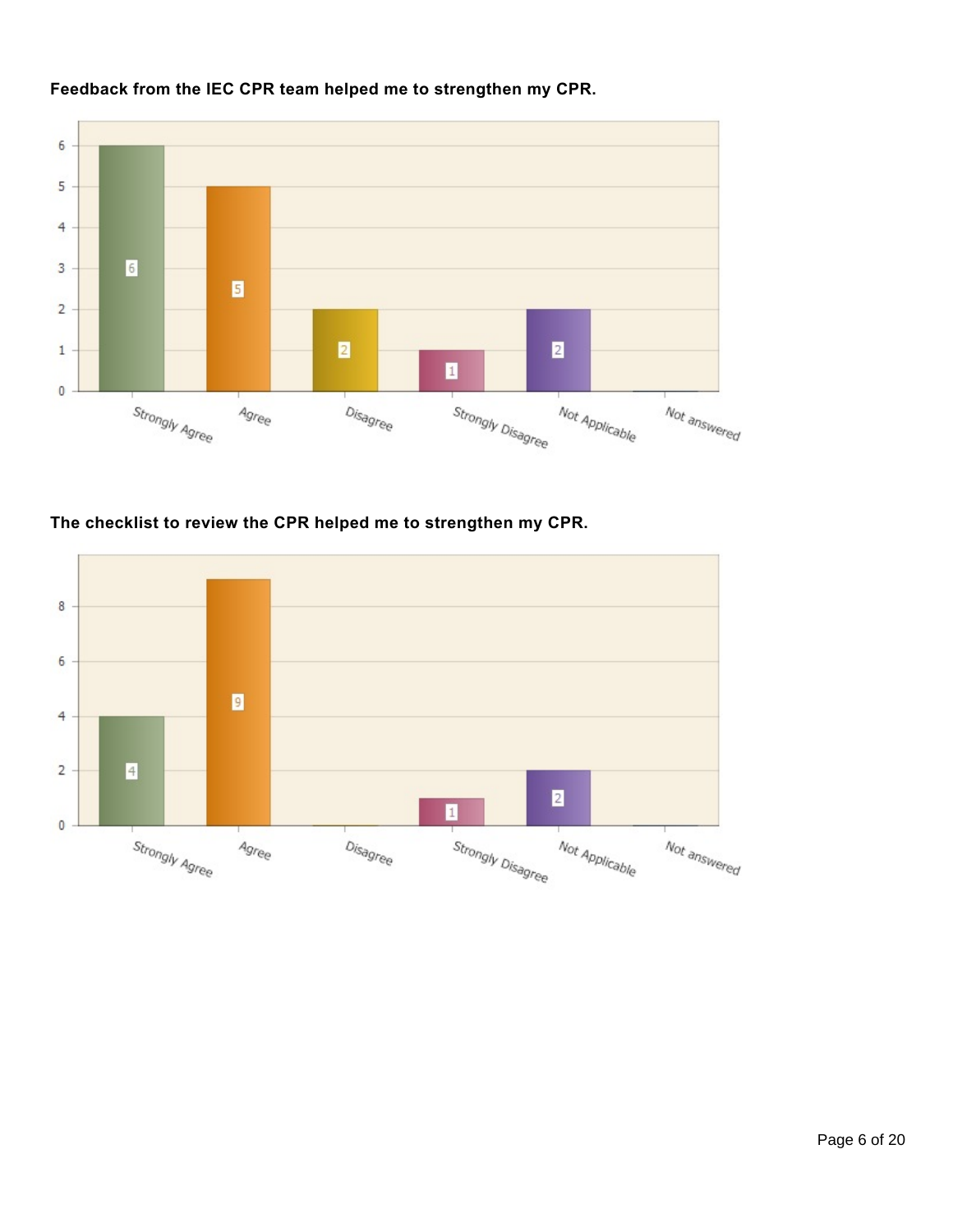**Feedback from the IEC CPR team helped me to strengthen my CPR.**

| Response | Count |
| --- | --- |
| Strongly Agree | 6 |
| Agree | 5 |
| Disagree | 2 |
| Strongly Disagree | 1 |
| Not Applicable | 2 |
| Not answered | |

**The checklist to review the CPR helped me to strengthen my CPR.**

| Response | Count |
| --- | --- |
| Strongly Agree | 4 |
| Agree | 9 |
| Disagree | |
| Strongly Disagree | 1 |
| Not Applicable | 2 |
| Not answered | |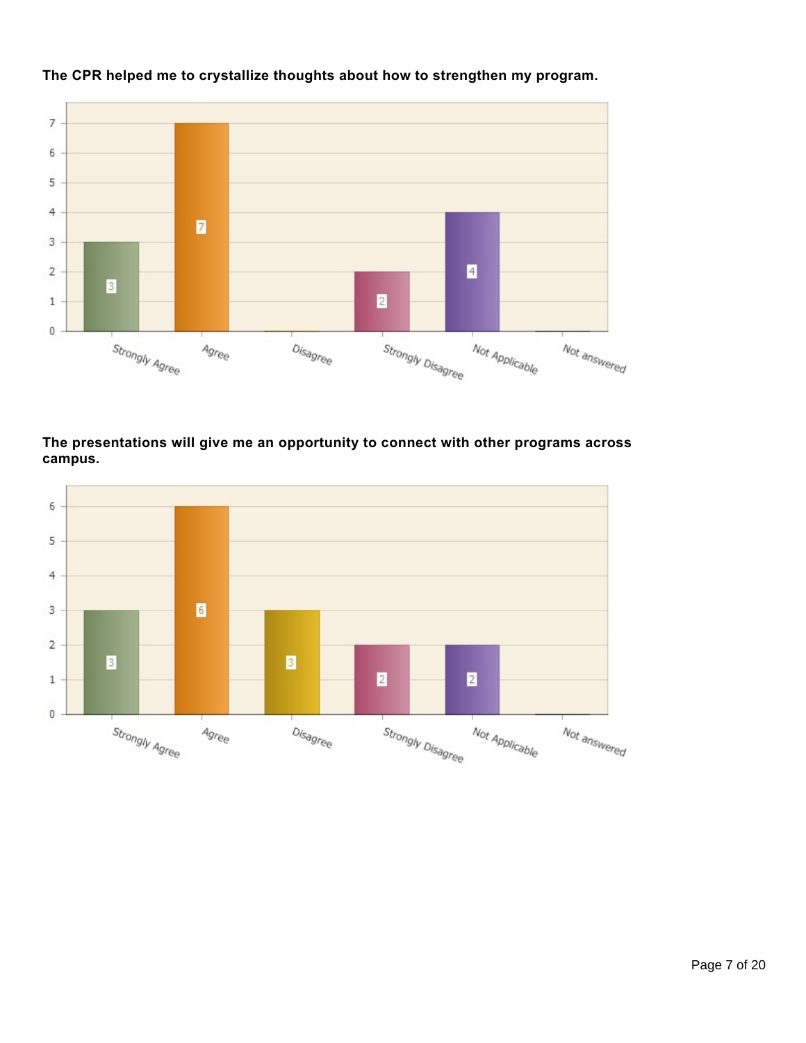**The CPR helped me to crystallize thoughts about how to strengthen my program.**

| Response | Count |
|---|---|
| Strongly Agree | 3 |
| Agree | 7 |
| Disagree | 0 |
| Strongly Disagree | 2 |
| Not Applicable | 4 |
| Not answered | 0 |

**The presentations will give me an opportunity to connect with other programs across campus.**

| Response | Count |
|---|---|
| Strongly Agree | 3 |
| Agree | 6 |
| Disagree | 3 |
| Strongly Disagree | 2 |
| Not Applicable | 2 |
| Not answered | 0 |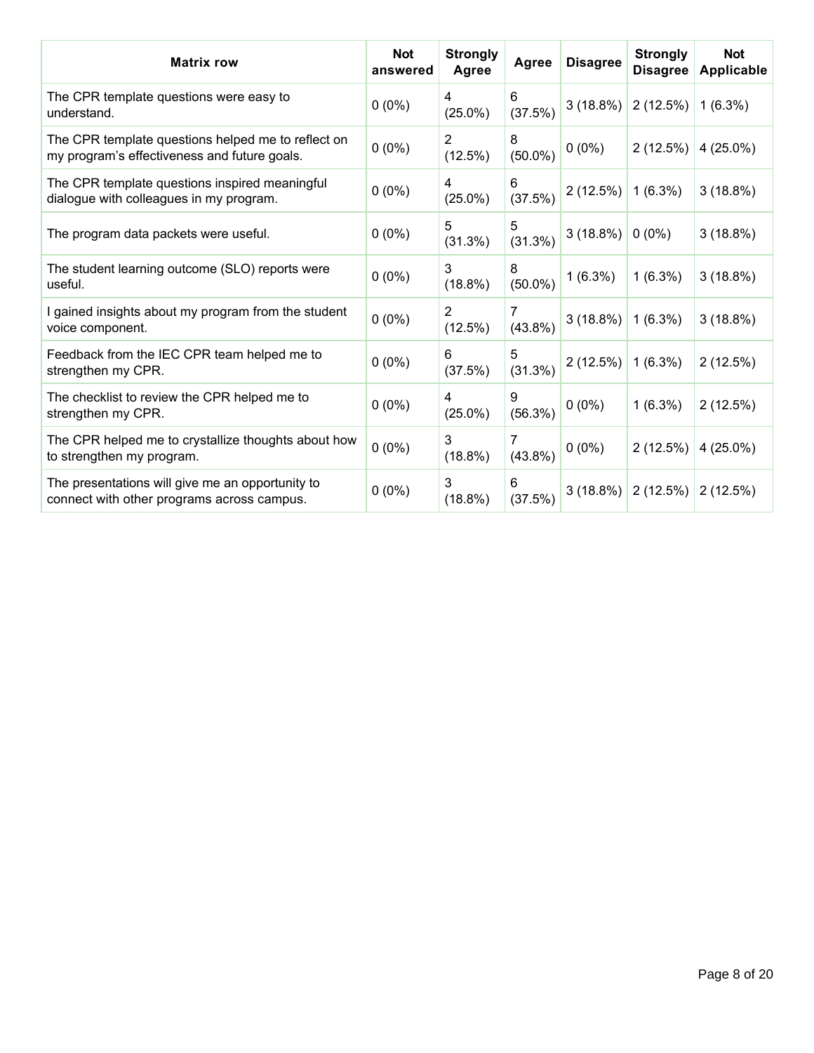| Matrix row | Not answered | Strongly Agree | Agree | Disagree | Strongly Disagree | Not Applicable |
|---|---|---|---|---|---|---|
| The CPR template questions were easy to understand. | 0 (0%) | 4 (25.0%) | 6 (37.5%) | 3 (18.8%) | 2 (12.5%) | 1 (6.3%) |
| The CPR template questions helped me to reflect on my program's effectiveness and future goals. | 0 (0%) | 2 (12.5%) | 8 (50.0%) | 0 (0%) | 2 (12.5%) | 4 (25.0%) |
| The CPR template questions inspired meaningful dialogue with colleagues in my program. | 0 (0%) | 4 (25.0%) | 6 (37.5%) | 2 (12.5%) | 1 (6.3%) | 3 (18.8%) |
| The program data packets were useful. | 0 (0%) | 5 (31.3%) | 5 (31.3%) | 3 (18.8%) | 0 (0%) | 3 (18.8%) |
| The student learning outcome (SLO) reports were useful. | 0 (0%) | 3 (18.8%) | 8 (50.0%) | 1 (6.3%) | 1 (6.3%) | 3 (18.8%) |
| I gained insights about my program from the student voice component. | 0 (0%) | 2 (12.5%) | 7 (43.8%) | 3 (18.8%) | 1 (6.3%) | 3 (18.8%) |
| Feedback from the IEC CPR team helped me to strengthen my CPR. | 0 (0%) | 6 (37.5%) | 5 (31.3%) | 2 (12.5%) | 1 (6.3%) | 2 (12.5%) |
| The checklist to review the CPR helped me to strengthen my CPR. | 0 (0%) | 4 (25.0%) | 9 (56.3%) | 0 (0%) | 1 (6.3%) | 2 (12.5%) |
| The CPR helped me to crystallize thoughts about how to strengthen my program. | 0 (0%) | 3 (18.8%) | 7 (43.8%) | 0 (0%) | 2 (12.5%) | 4 (25.0%) |
| The presentations will give me an opportunity to connect with other programs across campus. | 0 (0%) | 3 (18.8%) | 6 (37.5%) | 3 (18.8%) | 2 (12.5%) | 2 (12.5%) |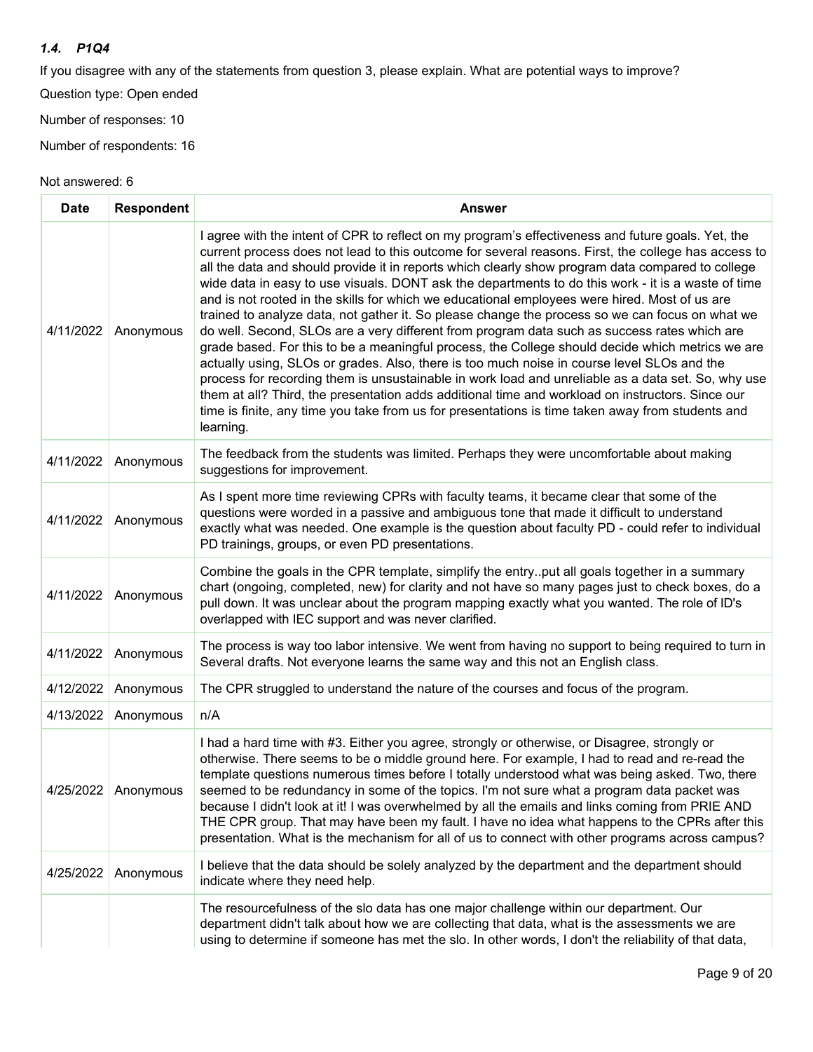### *1.4. P1Q4*

If you disagree with any of the statements from question 3, please explain. What are potential ways to improve?

Question type: Open ended

Number of responses: 10

Number of respondents: 16

Not answered: 6

| Date | Respondent | Answer |
|---|---|---|
| 4/11/2022 | Anonymous | I agree with the intent of CPR to reflect on my program's effectiveness and future goals. Yet, the current process does not lead to this outcome for several reasons. First, the college has access to all the data and should provide it in reports which clearly show program data compared to college wide data in easy to use visuals. DONT ask the departments to do this work - it is a waste of time and is not rooted in the skills for which we educational employees were hired. Most of us are trained to analyze data, not gather it. So please change the process so we can focus on what we do well. Second, SLOs are a very different from program data such as success rates which are grade based. For this to be a meaningful process, the College should decide which metrics we are actually using, SLOs or grades. Also, there is too much noise in course level SLOs and the process for recording them is unsustainable in work load and unreliable as a data set. So, why use them at all? Third, the presentation adds additional time and workload on instructors. Since our time is finite, any time you take from us for presentations is time taken away from students and learning. |
| 4/11/2022 | Anonymous | The feedback from the students was limited. Perhaps they were uncomfortable about making suggestions for improvement. |
| 4/11/2022 | Anonymous | As I spent more time reviewing CPRs with faculty teams, it became clear that some of the questions were worded in a passive and ambiguous tone that made it difficult to understand exactly what was needed. One example is the question about faculty PD - could refer to individual PD trainings, groups, or even PD presentations. |
| 4/11/2022 | Anonymous | Combine the goals in the CPR template, simplify the entry..put all goals together in a summary chart (ongoing, completed, new) for clarity and not have so many pages just to check boxes, do a pull down. It was unclear about the program mapping exactly what you wanted. The role of ID's overlapped with IEC support and was never clarified. |
| 4/11/2022 | Anonymous | The process is way too labor intensive. We went from having no support to being required to turn in Several drafts. Not everyone learns the same way and this not an English class. |
| 4/12/2022 | Anonymous | The CPR struggled to understand the nature of the courses and focus of the program. |
| 4/13/2022 | Anonymous | n/A |
| 4/25/2022 | Anonymous | I had a hard time with #3. Either you agree, strongly or otherwise, or Disagree, strongly or otherwise. There seems to be o middle ground here. For example, I had to read and re-read the template questions numerous times before I totally understood what was being asked. Two, there seemed to be redundancy in some of the topics. I'm not sure what a program data packet was because I didn't look at it! I was overwhelmed by all the emails and links coming from PRIE AND THE CPR group. That may have been my fault. I have no idea what happens to the CPRs after this presentation. What is the mechanism for all of us to connect with other programs across campus? |
| 4/25/2022 | Anonymous | I believe that the data should be solely analyzed by the department and the department should indicate where they need help. |
| | | The resourcefulness of the slo data has one major challenge within our department. Our department didn't talk about how we are collecting that data, what is the assessments we are using to determine if someone has met the slo. In other words, I don't the reliability of that data, |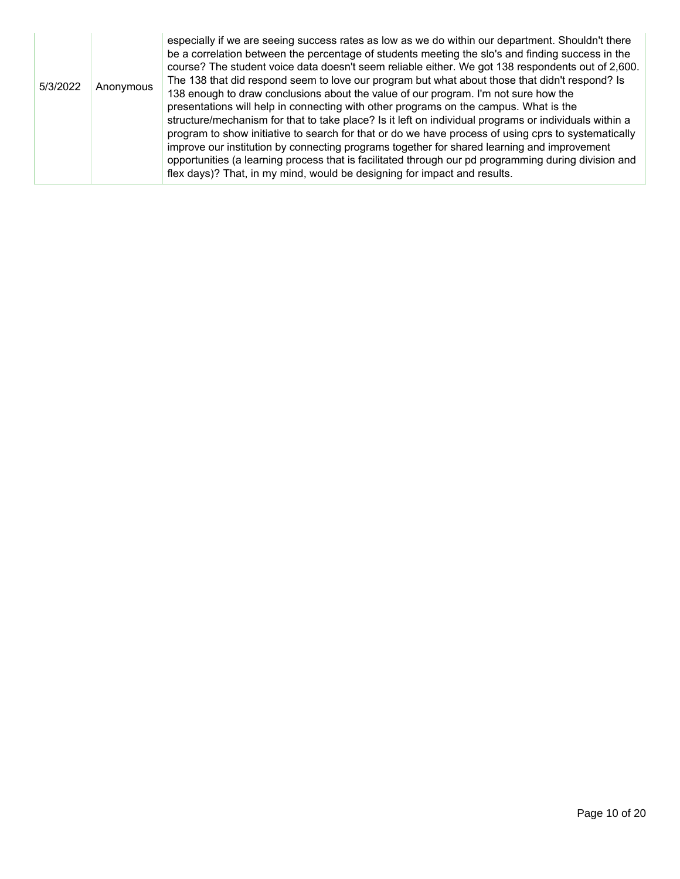| | | |
|---|---|---|
| 5/3/2022 | Anonymous | especially if we are seeing success rates as low as we do within our department. Shouldn't there be a correlation between the percentage of students meeting the slo's and finding success in the course? The student voice data doesn't seem reliable either. We got 138 respondents out of 2,600. The 138 that did respond seem to love our program but what about those that didn't respond? Is 138 enough to draw conclusions about the value of our program. I'm not sure how the presentations will help in connecting with other programs on the campus. What is the structure/mechanism for that to take place? Is it left on individual programs or individuals within a program to show initiative to search for that or do we have process of using cprs to systematically improve our institution by connecting programs together for shared learning and improvement opportunities (a learning process that is facilitated through our pd programming during division and flex days)? That, in my mind, would be designing for impact and results. |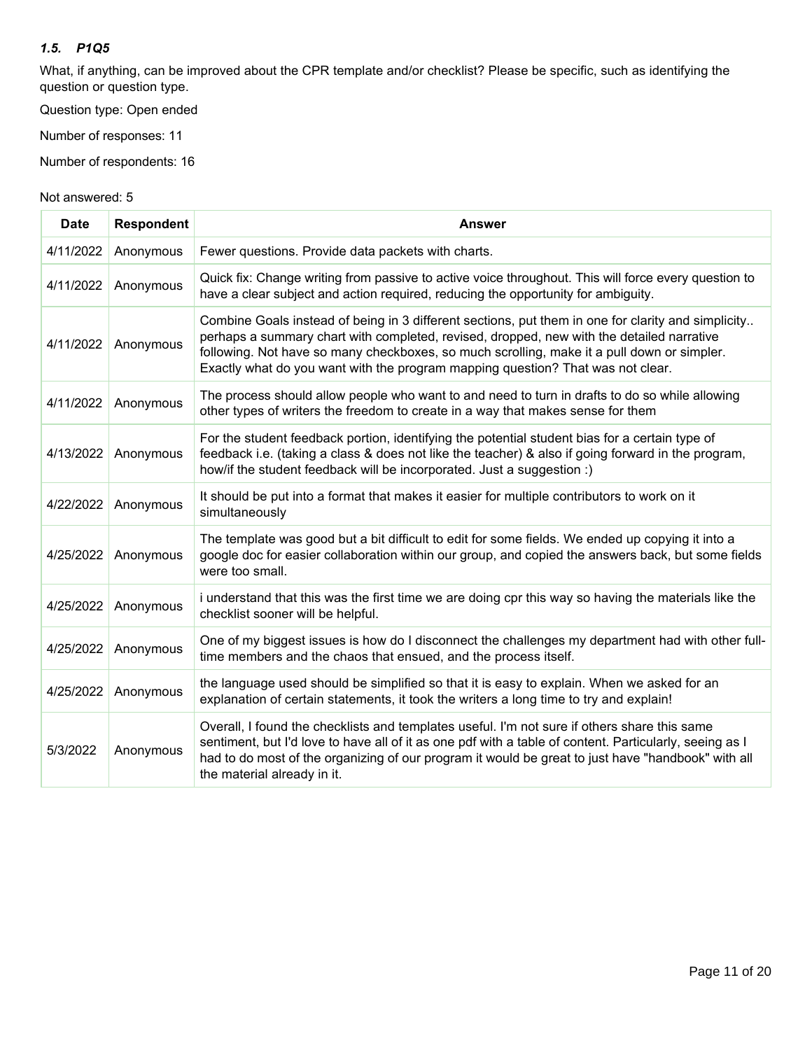### *1.5. P1Q5*

What, if anything, can be improved about the CPR template and/or checklist? Please be specific, such as identifying the question or question type.

Question type: Open ended

Number of responses: 11

Number of respondents: 16

Not answered: 5

| Date | Respondent | Answer |
|---|---|---|
| 4/11/2022 | Anonymous | Fewer questions. Provide data packets with charts. |
| 4/11/2022 | Anonymous | Quick fix: Change writing from passive to active voice throughout. This will force every question to have a clear subject and action required, reducing the opportunity for ambiguity. |
| 4/11/2022 | Anonymous | Combine Goals instead of being in 3 different sections, put them in one for clarity and simplicity.. perhaps a summary chart with completed, revised, dropped, new with the detailed narrative following. Not have so many checkboxes, so much scrolling, make it a pull down or simpler. Exactly what do you want with the program mapping question? That was not clear. |
| 4/11/2022 | Anonymous | The process should allow people who want to and need to turn in drafts to do so while allowing other types of writers the freedom to create in a way that makes sense for them |
| 4/13/2022 | Anonymous | For the student feedback portion, identifying the potential student bias for a certain type of feedback i.e. (taking a class & does not like the teacher) & also if going forward in the program, how/if the student feedback will be incorporated. Just a suggestion :) |
| 4/22/2022 | Anonymous | It should be put into a format that makes it easier for multiple contributors to work on it simultaneously |
| 4/25/2022 | Anonymous | The template was good but a bit difficult to edit for some fields. We ended up copying it into a google doc for easier collaboration within our group, and copied the answers back, but some fields were too small. |
| 4/25/2022 | Anonymous | i understand that this was the first time we are doing cpr this way so having the materials like the checklist sooner will be helpful. |
| 4/25/2022 | Anonymous | One of my biggest issues is how do I disconnect the challenges my department had with other full-time members and the chaos that ensued, and the process itself. |
| 4/25/2022 | Anonymous | the language used should be simplified so that it is easy to explain. When we asked for an explanation of certain statements, it took the writers a long time to try and explain! |
| 5/3/2022 | Anonymous | Overall, I found the checklists and templates useful. I'm not sure if others share this same sentiment, but I'd love to have all of it as one pdf with a table of content. Particularly, seeing as I had to do most of the organizing of our program it would be great to just have "handbook" with all the material already in it. |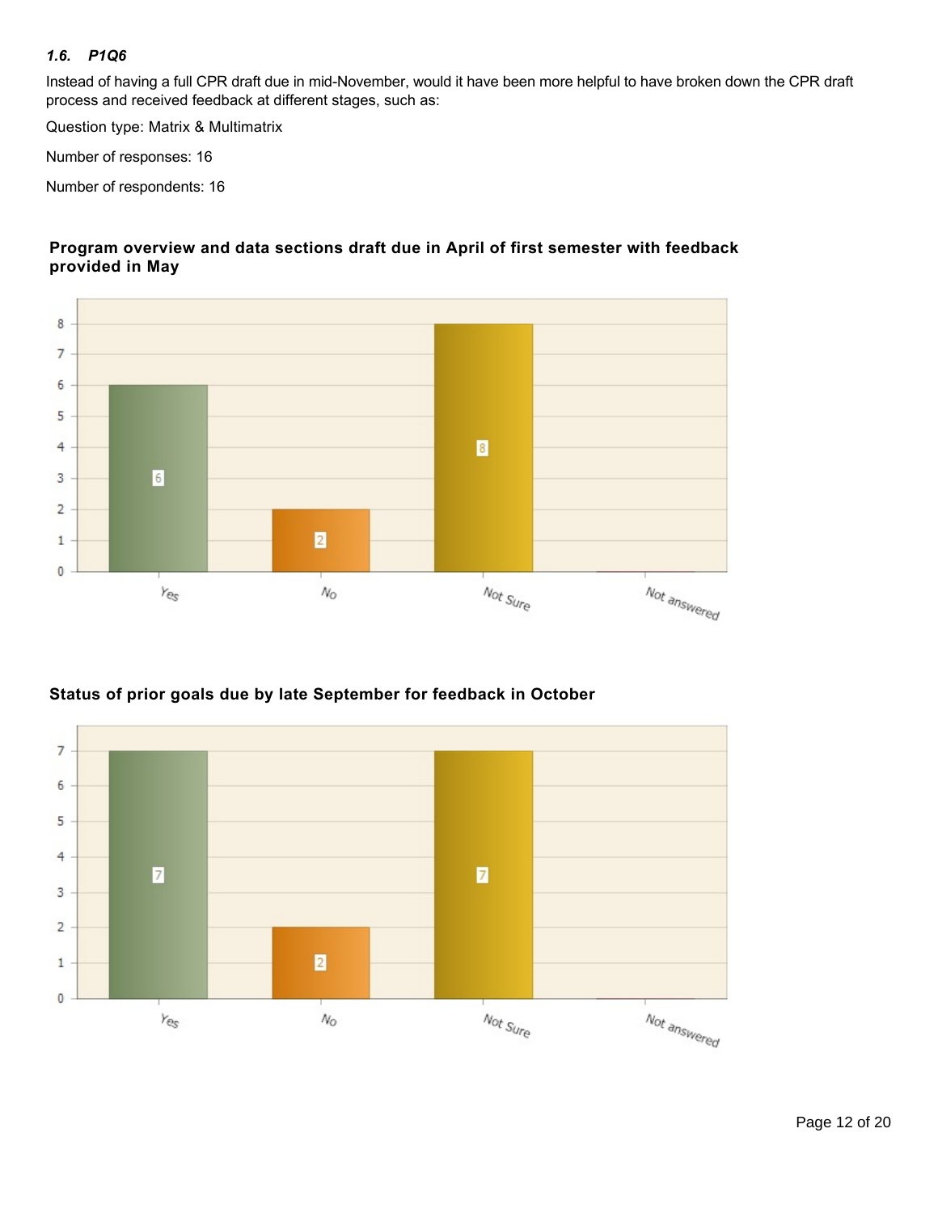### *1.6. P1Q6*

Instead of having a full CPR draft due in mid-November, would it have been more helpful to have broken down the CPR draft process and received feedback at different stages, such as:

Question type: Matrix & Multimatrix

Number of responses: 16

Number of respondents: 16

**Program overview and data sections draft due in April of first semester with feedback provided in May**

| Response | Count |
|---|---|
| Yes | 6 |
| No | 2 |
| Not Sure | 8 |
| Not answered | 0 |

**Status of prior goals due by late September for feedback in October**

| Response | Count |
|---|---|
| Yes | 7 |
| No | 2 |
| Not Sure | 7 |
| Not answered | 0 |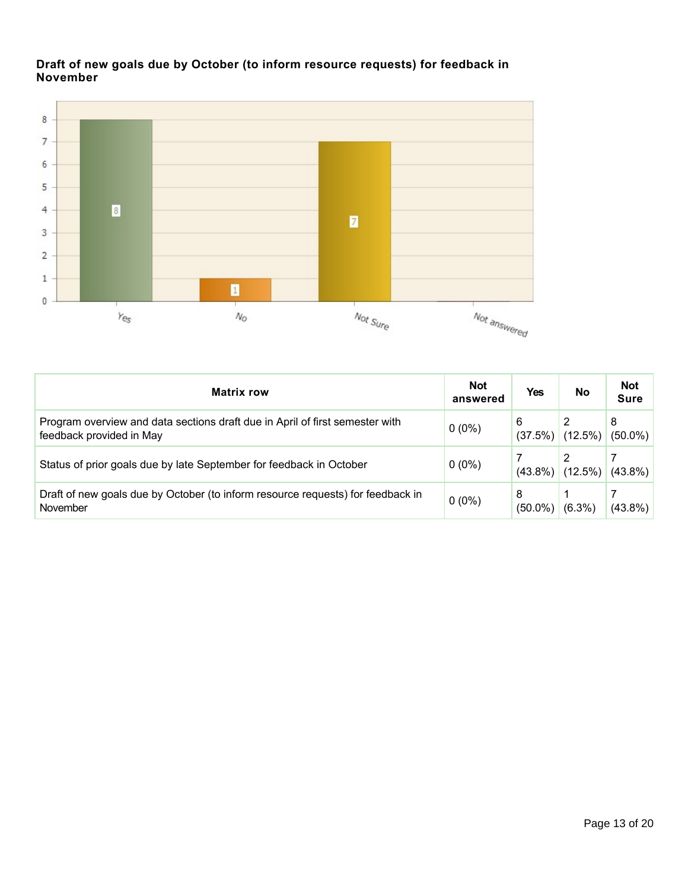**Draft of new goals due by October (to inform resource requests) for feedback in November**

| Matrix row | Not answered | Yes | No | Not Sure |
|---|---|---|---|---|
| Program overview and data sections draft due in April of first semester with feedback provided in May | 0 (0%) | 6 (37.5%) | 2 (12.5%) | 8 (50.0%) |
| Status of prior goals due by late September for feedback in October | 0 (0%) | 7 (43.8%) | 2 (12.5%) | 7 (43.8%) |
| Draft of new goals due by October (to inform resource requests) for feedback in November | 0 (0%) | 8 (50.0%) | 1 (6.3%) | 7 (43.8%) |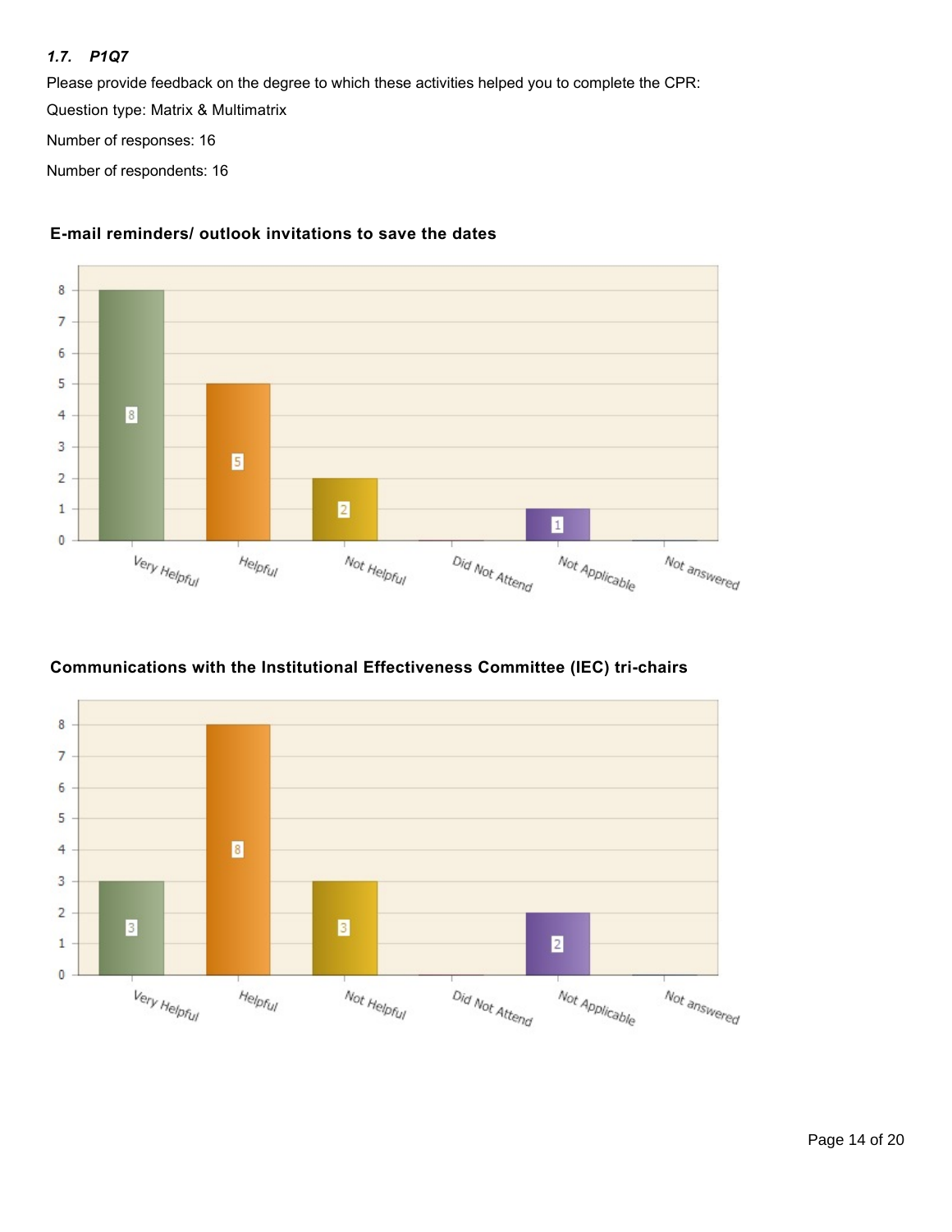### *1.7. P1Q7*

Please provide feedback on the degree to which these activities helped you to complete the CPR:

Question type: Matrix & Multimatrix

Number of responses: 16

Number of respondents: 16

**E-mail reminders/ outlook invitations to save the dates**

| Very Helpful | Helpful | Not Helpful | Did Not Attend | Not Applicable | Not answered |
|---|---|---|---|---|---|
| 8 | 5 | 2 | 0 | 1 | 0 |

**Communications with the Institutional Effectiveness Committee (IEC) tri-chairs**

| Very Helpful | Helpful | Not Helpful | Did Not Attend | Not Applicable | Not answered |
|---|---|---|---|---|---|
| 3 | 8 | 3 | 0 | 2 | 0 |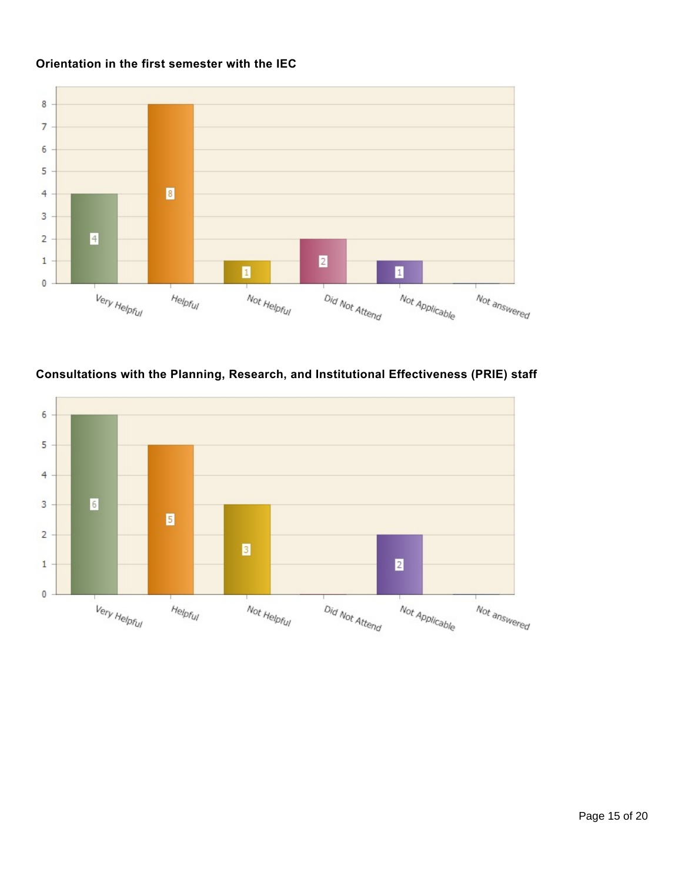**Orientation in the first semester with the IEC**

| Response | Count |
| --- | --- |
| Very Helpful | 4 |
| Helpful | 8 |
| Not Helpful | 1 |
| Did Not Attend | 2 |
| Not Applicable | 1 |
| Not answered | 0 |

**Consultations with the Planning, Research, and Institutional Effectiveness (PRIE) staff**

| Response | Count |
| --- | --- |
| Very Helpful | 6 |
| Helpful | 5 |
| Not Helpful | 3 |
| Did Not Attend | 0 |
| Not Applicable | 2 |
| Not answered | 0 |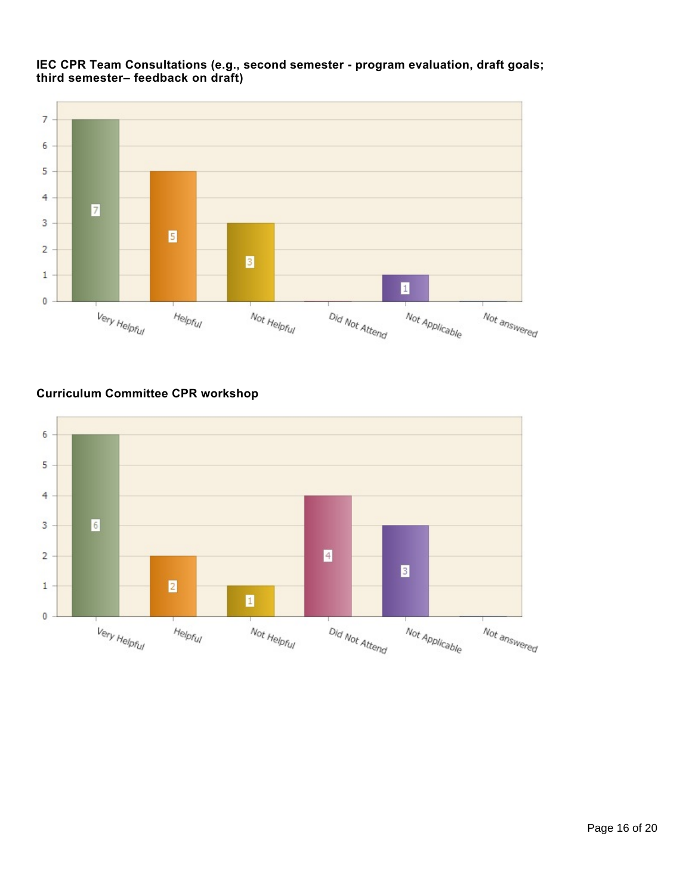**IEC CPR Team Consultations (e.g., second semester - program evaluation, draft goals; third semester– feedback on draft)**

| Response | Count |
|---|---|
| Very Helpful | 7 |
| Helpful | 5 |
| Not Helpful | 3 |
| Did Not Attend | 0 |
| Not Applicable | 1 |
| Not answered | 0 |

**Curriculum Committee CPR workshop**

| Response | Count |
|---|---|
| Very Helpful | 6 |
| Helpful | 2 |
| Not Helpful | 1 |
| Did Not Attend | 4 |
| Not Applicable | 3 |
| Not answered | 0 |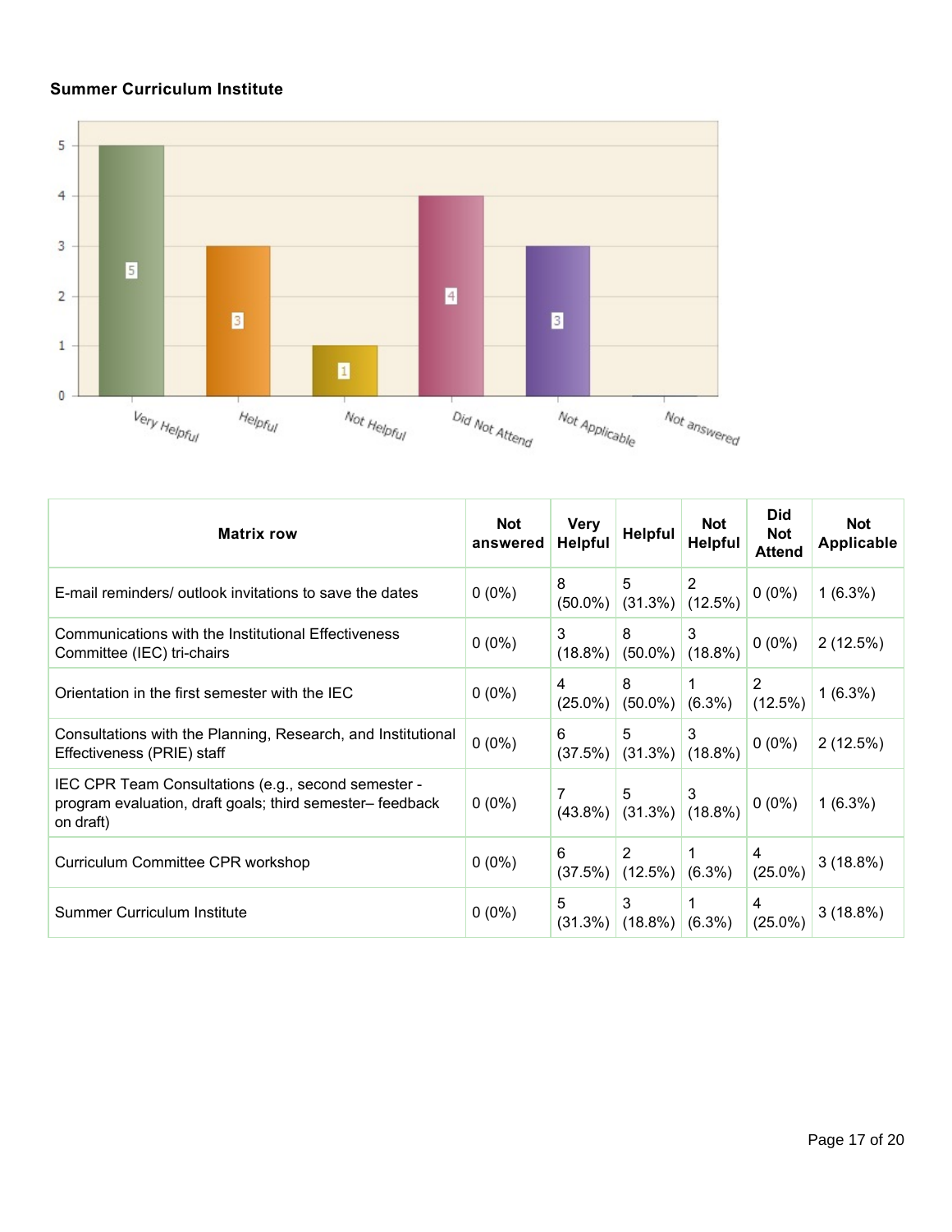**Summary Curriculum Institute**

| Matrix row | Not answered | Very Helpful | Helpful | Not Helpful | Did Not Attend | Not Applicable |
|---|---|---|---|---|---|---|
| E-mail reminders/ outlook invitations to save the dates | 0 (0%) | 8 (50.0%) | 5 (31.3%) | 2 (12.5%) | 0 (0%) | 1 (6.3%) |
| Communications with the Institutional Effectiveness Committee (IEC) tri-chairs | 0 (0%) | 3 (18.8%) | 8 (50.0%) | 3 (18.8%) | 0 (0%) | 2 (12.5%) |
| Orientation in the first semester with the IEC | 0 (0%) | 4 (25.0%) | 8 (50.0%) | 1 (6.3%) | 2 (12.5%) | 1 (6.3%) |
| Consultations with the Planning, Research, and Institutional Effectiveness (PRIE) staff | 0 (0%) | 6 (37.5%) | 5 (31.3%) | 3 (18.8%) | 0 (0%) | 2 (12.5%) |
| IEC CPR Team Consultations (e.g., second semester - program evaluation, draft goals; third semester– feedback on draft) | 0 (0%) | 7 (43.8%) | 5 (31.3%) | 3 (18.8%) | 0 (0%) | 1 (6.3%) |
| Curriculum Committee CPR workshop | 0 (0%) | 6 (37.5%) | 2 (12.5%) | 1 (6.3%) | 4 (25.0%) | 3 (18.8%) |
| Summer Curriculum Institute | 0 (0%) | 5 (31.3%) | 3 (18.8%) | 1 (6.3%) | 4 (25.0%) | 3 (18.8%) |

**Summer Curriculum Institute**

| Response | Count |
|---|---|
| Very Helpful | 5 |
| Helpful | 3 |
| Not Helpful | 1 |
| Did Not Attend | 4 |
| Not Applicable | 3 |
| Not answered | 0 |

| Matrix row | Not answered | Very Helpful | Helpful | Not Helpful | Did Not Attend | Not Applicable |
|---|---|---|---|---|---|---|
| E-mail reminders/ outlook invitations to save the dates | 0 (0%) | 8 (50.0%) | 5 (31.3%) | 2 (12.5%) | 0 (0%) | 1 (6.3%) |
| Communications with the Institutional Effectiveness Committee (IEC) tri-chairs | 0 (0%) | 3 (18.8%) | 8 (50.0%) | 3 (18.8%) | 0 (0%) | 2 (12.5%) |
| Orientation in the first semester with the IEC | 0 (0%) | 4 (25.0%) | 8 (50.0%) | 1 (6.3%) | 2 (12.5%) | 1 (6.3%) |
| Consultations with the Planning, Research, and Institutional Effectiveness (PRIE) staff | 0 (0%) | 6 (37.5%) | 5 (31.3%) | 3 (18.8%) | 0 (0%) | 2 (12.5%) |
| IEC CPR Team Consultations (e.g., second semester - program evaluation, draft goals; third semester– feedback on draft) | 0 (0%) | 7 (43.8%) | 5 (31.3%) | 3 (18.8%) | 0 (0%) | 1 (6.3%) |
| Curriculum Committee CPR workshop | 0 (0%) | 6 (37.5%) | 2 (12.5%) | 1 (6.3%) | 4 (25.0%) | 3 (18.8%) |
| Summer Curriculum Institute | 0 (0%) | 5 (31.3%) | 3 (18.8%) | 1 (6.3%) | 4 (25.0%) | 3 (18.8%) |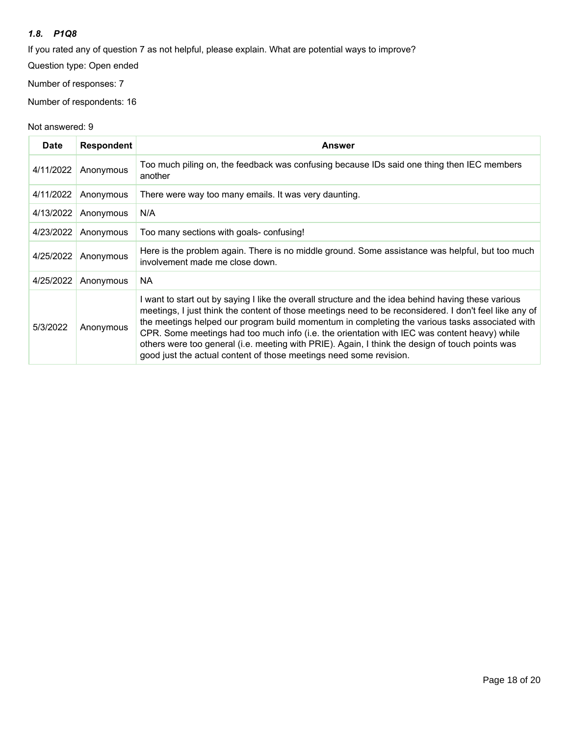### *1.8. P1Q8*

If you rated any of question 7 as not helpful, please explain. What are potential ways to improve?

Question type: Open ended

Number of responses: 7

Number of respondents: 16

Not answered: 9

| Date | Respondent | Answer |
|---|---|---|
| 4/11/2022 | Anonymous | Too much piling on, the feedback was confusing because IDs said one thing then IEC members another |
| 4/11/2022 | Anonymous | There were way too many emails. It was very daunting. |
| 4/13/2022 | Anonymous | N/A |
| 4/23/2022 | Anonymous | Too many sections with goals- confusing! |
| 4/25/2022 | Anonymous | Here is the problem again. There is no middle ground. Some assistance was helpful, but too much involvement made me close down. |
| 4/25/2022 | Anonymous | NA |
| 5/3/2022 | Anonymous | I want to start out by saying I like the overall structure and the idea behind having these various meetings, I just think the content of those meetings need to be reconsidered. I don't feel like any of the meetings helped our program build momentum in completing the various tasks associated with CPR. Some meetings had too much info (i.e. the orientation with IEC was content heavy) while others were too general (i.e. meeting with PRIE). Again, I think the design of touch points was good just the actual content of those meetings need some revision. |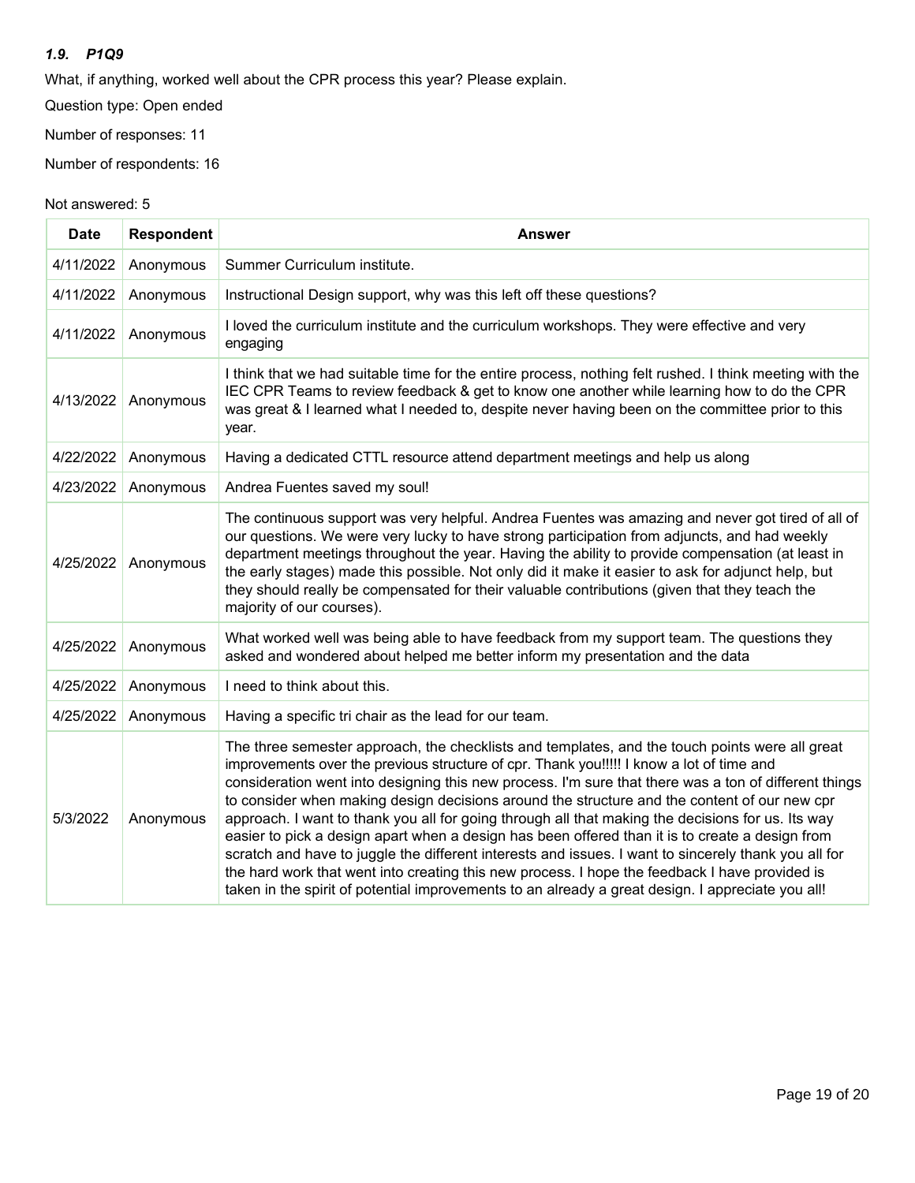### *1.9. P1Q9*

What, if anything, worked well about the CPR process this year? Please explain.

Question type: Open ended

Number of responses: 11

Number of respondents: 16

Not answered: 5

| Date | Respondent | Answer |
|---|---|---|
| 4/11/2022 | Anonymous | Summer Curriculum institute. |
| 4/11/2022 | Anonymous | Instructional Design support, why was this left off these questions? |
| 4/11/2022 | Anonymous | I loved the curriculum institute and the curriculum workshops. They were effective and very engaging |
| 4/13/2022 | Anonymous | I think that we had suitable time for the entire process, nothing felt rushed. I think meeting with the IEC CPR Teams to review feedback & get to know one another while learning how to do the CPR was great & I learned what I needed to, despite never having been on the committee prior to this year. |
| 4/22/2022 | Anonymous | Having a dedicated CTTL resource attend department meetings and help us along |
| 4/23/2022 | Anonymous | Andrea Fuentes saved my soul! |
| 4/25/2022 | Anonymous | The continuous support was very helpful. Andrea Fuentes was amazing and never got tired of all of our questions. We were very lucky to have strong participation from adjuncts, and had weekly department meetings throughout the year. Having the ability to provide compensation (at least in the early stages) made this possible. Not only did it make it easier to ask for adjunct help, but they should really be compensated for their valuable contributions (given that they teach the majority of our courses). |
| 4/25/2022 | Anonymous | What worked well was being able to have feedback from my support team. The questions they asked and wondered about helped me better inform my presentation and the data |
| 4/25/2022 | Anonymous | I need to think about this. |
| 4/25/2022 | Anonymous | Having a specific tri chair as the lead for our team. |
| 5/3/2022 | Anonymous | The three semester approach, the checklists and templates, and the touch points were all great improvements over the previous structure of cpr. Thank you!!!!! I know a lot of time and consideration went into designing this new process. I'm sure that there was a ton of different things to consider when making design decisions around the structure and the content of our new cpr approach. I want to thank you all for going through all that making the decisions for us. Its way easier to pick a design apart when a design has been offered than it is to create a design from scratch and have to juggle the different interests and issues. I want to sincerely thank you all for the hard work that went into creating this new process. I hope the feedback I have provided is taken in the spirit of potential improvements to an already a great design. I appreciate you all! |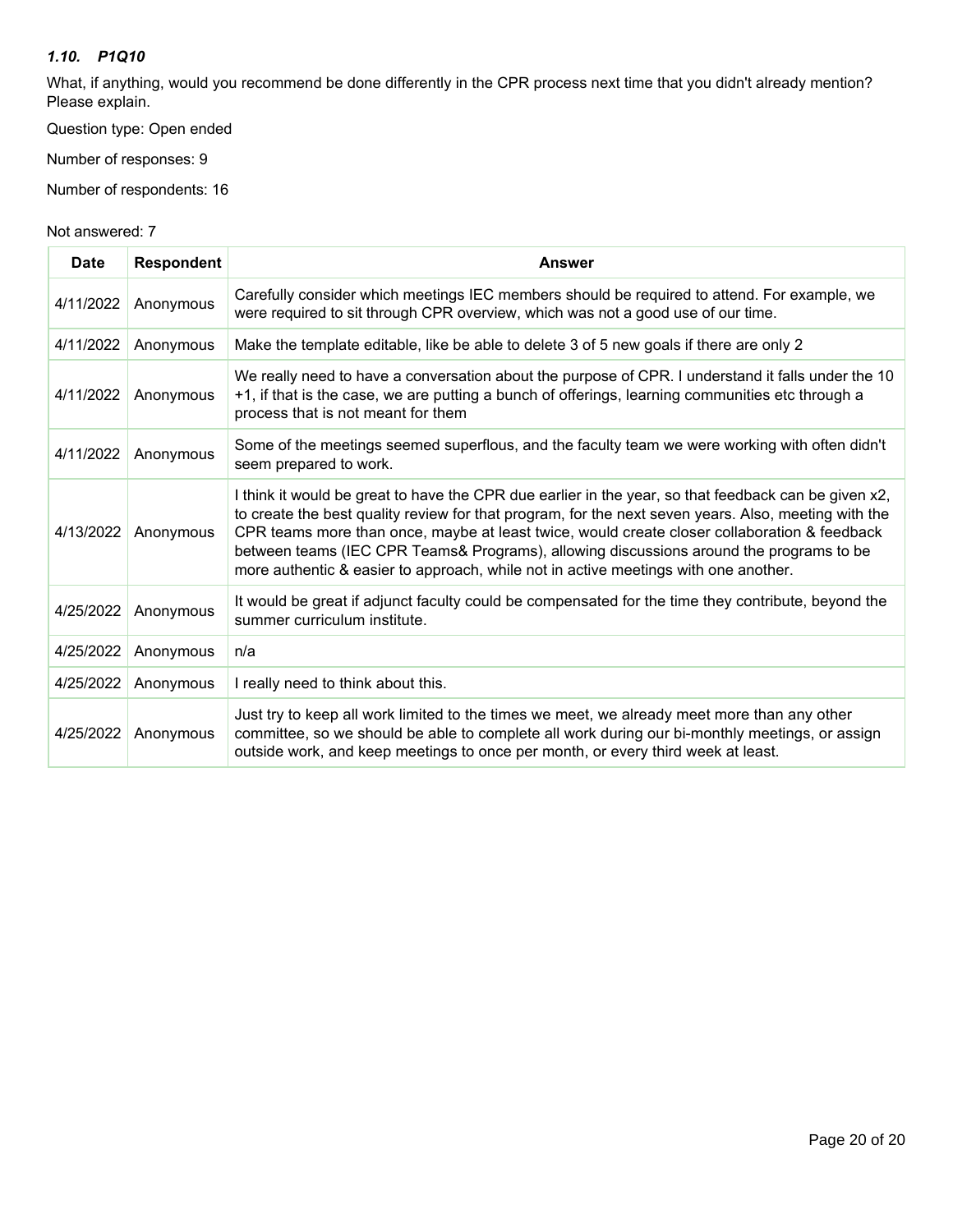### *1.10. P1Q10*

What, if anything, would you recommend be done differently in the CPR process next time that you didn't already mention? Please explain.

Question type: Open ended

Number of responses: 9

Number of respondents: 16

Not answered: 7

| Date | Respondent | Answer |
|---|---|---|
| 4/11/2022 | Anonymous | Carefully consider which meetings IEC members should be required to attend. For example, we were required to sit through CPR overview, which was not a good use of our time. |
| 4/11/2022 | Anonymous | Make the template editable, like be able to delete 3 of 5 new goals if there are only 2 |
| 4/11/2022 | Anonymous | We really need to have a conversation about the purpose of CPR. I understand it falls under the 10 +1, if that is the case, we are putting a bunch of offerings, learning communities etc through a process that is not meant for them |
| 4/11/2022 | Anonymous | Some of the meetings seemed superflous, and the faculty team we were working with often didn't seem prepared to work. |
| 4/13/2022 | Anonymous | I think it would be great to have the CPR due earlier in the year, so that feedback can be given x2, to create the best quality review for that program, for the next seven years. Also, meeting with the CPR teams more than once, maybe at least twice, would create closer collaboration & feedback between teams (IEC CPR Teams& Programs), allowing discussions around the programs to be more authentic & easier to approach, while not in active meetings with one another. |
| 4/25/2022 | Anonymous | It would be great if adjunct faculty could be compensated for the time they contribute, beyond the summer curriculum institute. |
| 4/25/2022 | Anonymous | n/a |
| 4/25/2022 | Anonymous | I really need to think about this. |
| 4/25/2022 | Anonymous | Just try to keep all work limited to the times we meet, we already meet more than any other committee, so we should be able to complete all work during our bi-monthly meetings, or assign outside work, and keep meetings to once per month, or every third week at least. |